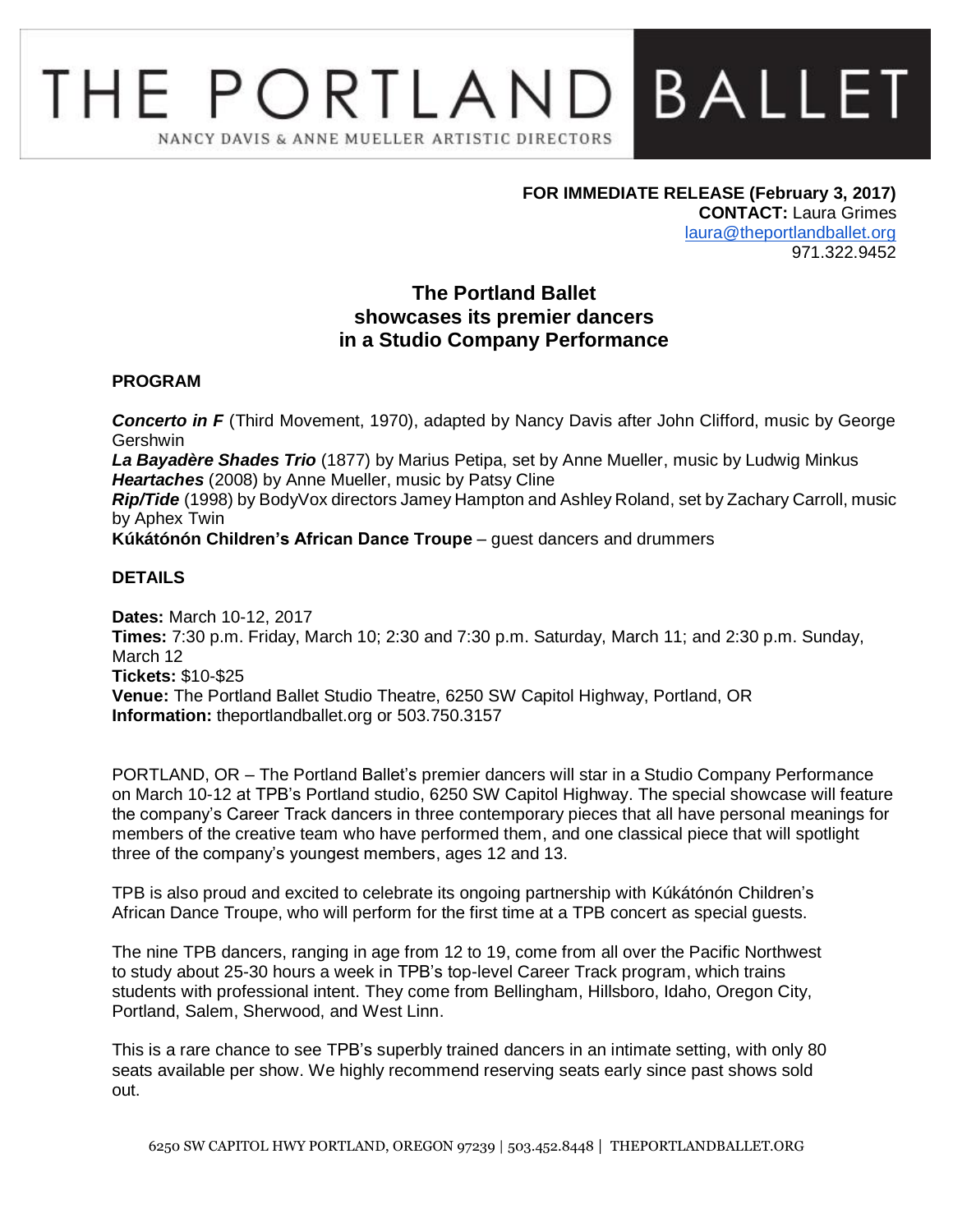# THE PORTLAND BALLET

NANCY DAVIS & ANNE MUELLER ARTISTIC DIRECTORS

**FOR IMMEDIATE RELEASE (February 3, 2017)**
**CONTACT:** Laura Grimes
laura@theportlandballet.org
971.322.9452

## The Portland Ballet showcases its premier dancers in a Studio Company Performance

### PROGRAM

***Concerto in F*** (Third Movement, 1970), adapted by Nancy Davis after John Clifford, music by George Gershwin
***La Bayadère Shades Trio*** (1877) by Marius Petipa, set by Anne Mueller, music by Ludwig Minkus
***Heartaches*** (2008) by Anne Mueller, music by Patsy Cline
***Rip/Tide*** (1998) by BodyVox directors Jamey Hampton and Ashley Roland, set by Zachary Carroll, music by Aphex Twin
**Kúkátónón Children's African Dance Troupe** – guest dancers and drummers

### DETAILS

**Dates:** March 10-12, 2017
**Times:** 7:30 p.m. Friday, March 10; 2:30 and 7:30 p.m. Saturday, March 11; and 2:30 p.m. Sunday, March 12
**Tickets:** $10-$25
**Venue:** The Portland Ballet Studio Theatre, 6250 SW Capitol Highway, Portland, OR
**Information:** theportlandballet.org or 503.750.3157

PORTLAND, OR – The Portland Ballet's premier dancers will star in a Studio Company Performance on March 10-12 at TPB's Portland studio, 6250 SW Capitol Highway. The special showcase will feature the company's Career Track dancers in three contemporary pieces that all have personal meanings for members of the creative team who have performed them, and one classical piece that will spotlight three of the company's youngest members, ages 12 and 13.

TPB is also proud and excited to celebrate its ongoing partnership with Kúkátónón Children's African Dance Troupe, who will perform for the first time at a TPB concert as special guests.

The nine TPB dancers, ranging in age from 12 to 19, come from all over the Pacific Northwest to study about 25-30 hours a week in TPB's top-level Career Track program, which trains students with professional intent. They come from Bellingham, Hillsboro, Idaho, Oregon City, Portland, Salem, Sherwood, and West Linn.

This is a rare chance to see TPB's superbly trained dancers in an intimate setting, with only 80 seats available per show. We highly recommend reserving seats early since past shows sold out.

6250 SW CAPITOL HWY PORTLAND, OREGON 97239 | 503.452.8448 | THEPORTLANDBALLET.ORG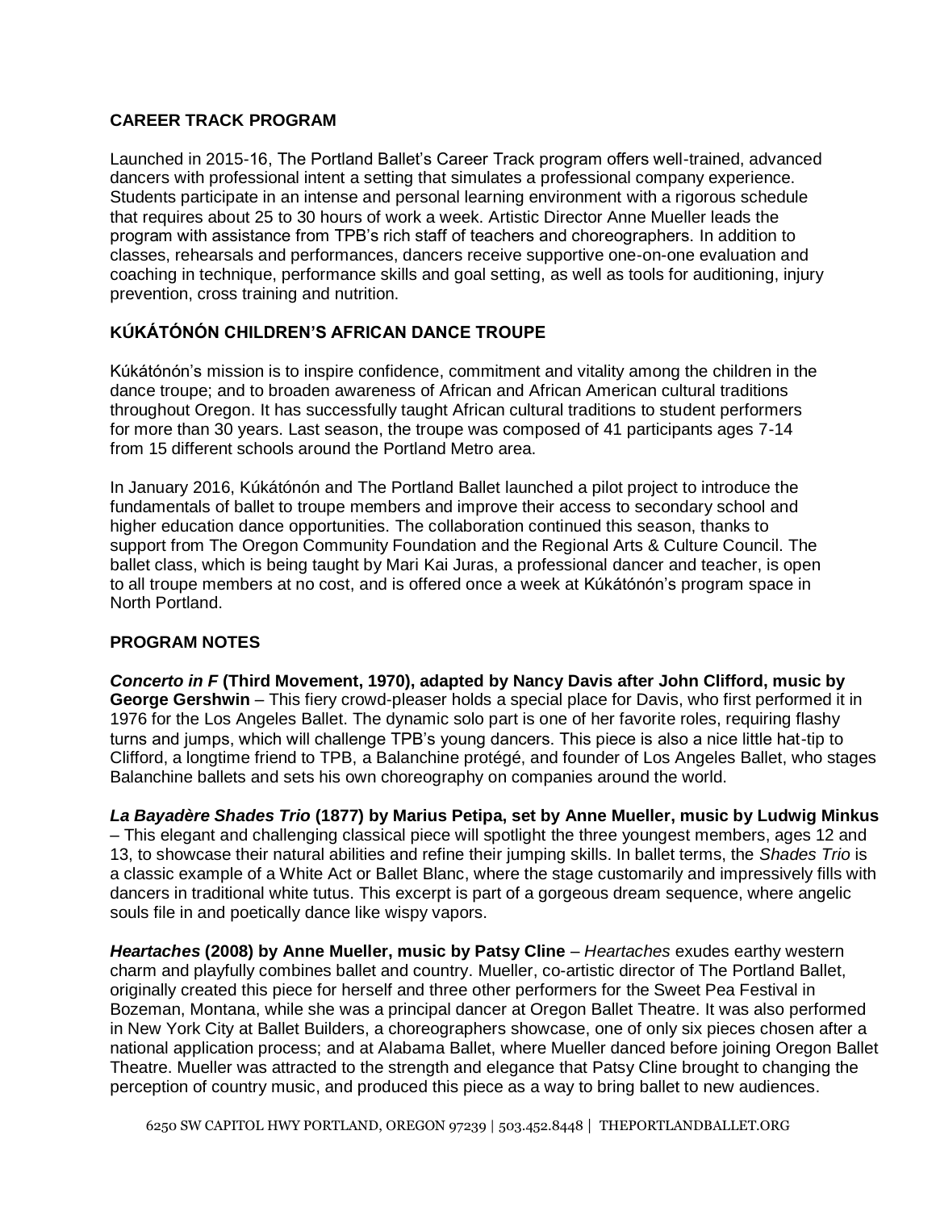## CAREER TRACK PROGRAM

Launched in 2015-16, The Portland Ballet's Career Track program offers well-trained, advanced dancers with professional intent a setting that simulates a professional company experience. Students participate in an intense and personal learning environment with a rigorous schedule that requires about 25 to 30 hours of work a week. Artistic Director Anne Mueller leads the program with assistance from TPB's rich staff of teachers and choreographers. In addition to classes, rehearsals and performances, dancers receive supportive one-on-one evaluation and coaching in technique, performance skills and goal setting, as well as tools for auditioning, injury prevention, cross training and nutrition.

## KÚKÁTÓNÓN CHILDREN'S AFRICAN DANCE TROUPE

Kúkátónón's mission is to inspire confidence, commitment and vitality among the children in the dance troupe; and to broaden awareness of African and African American cultural traditions throughout Oregon. It has successfully taught African cultural traditions to student performers for more than 30 years. Last season, the troupe was composed of 41 participants ages 7-14 from 15 different schools around the Portland Metro area.

In January 2016, Kúkátónón and The Portland Ballet launched a pilot project to introduce the fundamentals of ballet to troupe members and improve their access to secondary school and higher education dance opportunities. The collaboration continued this season, thanks to support from The Oregon Community Foundation and the Regional Arts & Culture Council. The ballet class, which is being taught by Mari Kai Juras, a professional dancer and teacher, is open to all troupe members at no cost, and is offered once a week at Kúkátónón's program space in North Portland.

## PROGRAM NOTES

***Concerto in F* (Third Movement, 1970), adapted by Nancy Davis after John Clifford, music by George Gershwin** – This fiery crowd-pleaser holds a special place for Davis, who first performed it in 1976 for the Los Angeles Ballet. The dynamic solo part is one of her favorite roles, requiring flashy turns and jumps, which will challenge TPB's young dancers. This piece is also a nice little hat-tip to Clifford, a longtime friend to TPB, a Balanchine protégé, and founder of Los Angeles Ballet, who stages Balanchine ballets and sets his own choreography on companies around the world.

***La Bayadère Shades Trio* (1877) by Marius Petipa, set by Anne Mueller, music by Ludwig Minkus** – This elegant and challenging classical piece will spotlight the three youngest members, ages 12 and 13, to showcase their natural abilities and refine their jumping skills. In ballet terms, the *Shades Trio* is a classic example of a White Act or Ballet Blanc, where the stage customarily and impressively fills with dancers in traditional white tutus. This excerpt is part of a gorgeous dream sequence, where angelic souls file in and poetically dance like wispy vapors.

***Heartaches* (2008) by Anne Mueller, music by Patsy Cline** – *Heartaches* exudes earthy western charm and playfully combines ballet and country. Mueller, co-artistic director of The Portland Ballet, originally created this piece for herself and three other performers for the Sweet Pea Festival in Bozeman, Montana, while she was a principal dancer at Oregon Ballet Theatre. It was also performed in New York City at Ballet Builders, a choreographers showcase, one of only six pieces chosen after a national application process; and at Alabama Ballet, where Mueller danced before joining Oregon Ballet Theatre. Mueller was attracted to the strength and elegance that Patsy Cline brought to changing the perception of country music, and produced this piece as a way to bring ballet to new audiences.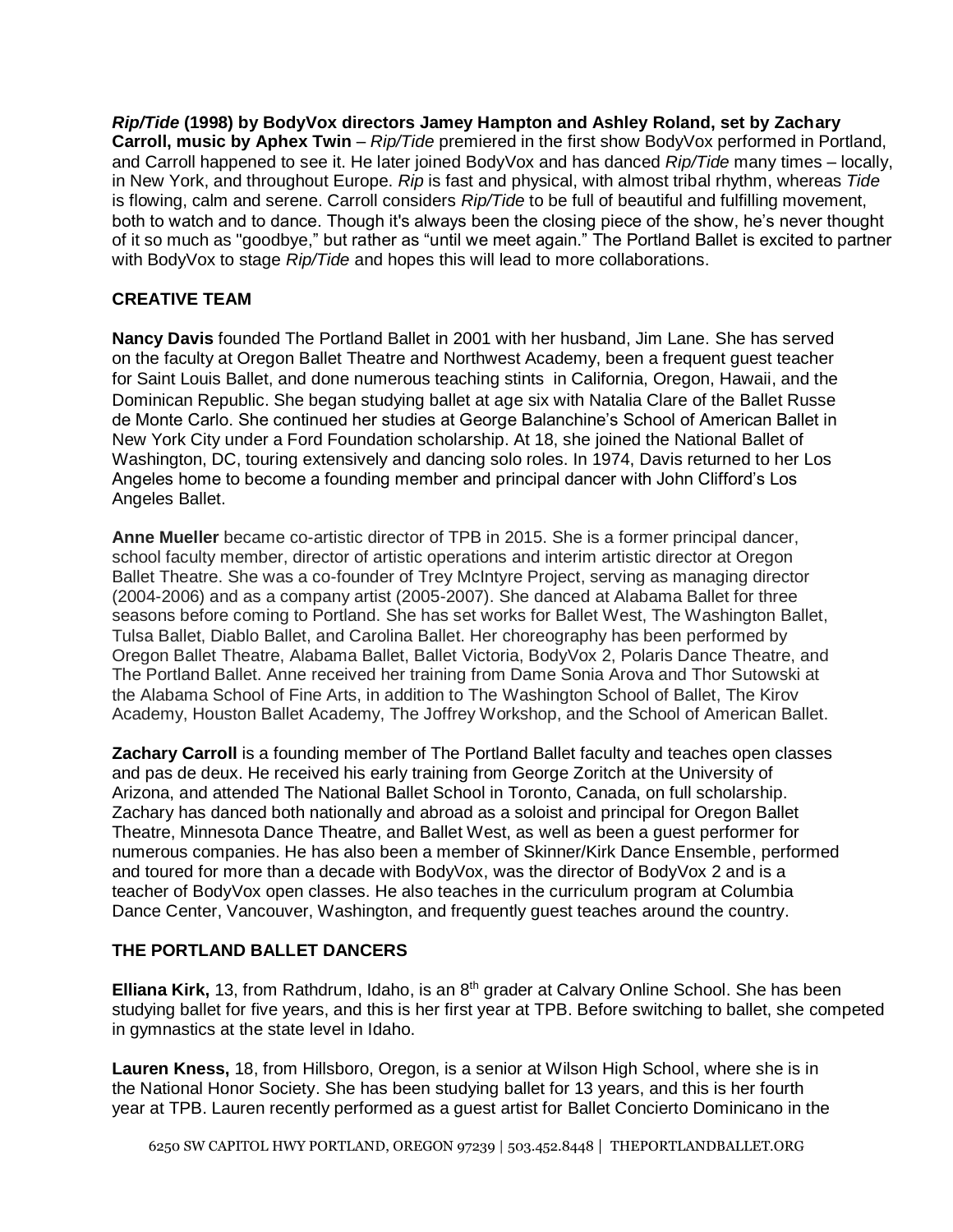***Rip/Tide*** **(1998) by BodyVox directors Jamey Hampton and Ashley Roland, set by Zachary Carroll, music by Aphex Twin** – *Rip/Tide* premiered in the first show BodyVox performed in Portland, and Carroll happened to see it. He later joined BodyVox and has danced *Rip/Tide* many times – locally, in New York, and throughout Europe. *Rip* is fast and physical, with almost tribal rhythm, whereas *Tide* is flowing, calm and serene. Carroll considers *Rip/Tide* to be full of beautiful and fulfilling movement, both to watch and to dance. Though it's always been the closing piece of the show, he's never thought of it so much as "goodbye," but rather as "until we meet again." The Portland Ballet is excited to partner with BodyVox to stage *Rip/Tide* and hopes this will lead to more collaborations.

## CREATIVE TEAM

**Nancy Davis** founded The Portland Ballet in 2001 with her husband, Jim Lane. She has served on the faculty at Oregon Ballet Theatre and Northwest Academy, been a frequent guest teacher for Saint Louis Ballet, and done numerous teaching stints in California, Oregon, Hawaii, and the Dominican Republic. She began studying ballet at age six with Natalia Clare of the Ballet Russe de Monte Carlo. She continued her studies at George Balanchine's School of American Ballet in New York City under a Ford Foundation scholarship. At 18, she joined the National Ballet of Washington, DC, touring extensively and dancing solo roles. In 1974, Davis returned to her Los Angeles home to become a founding member and principal dancer with John Clifford's Los Angeles Ballet.

**Anne Mueller** became co-artistic director of TPB in 2015. She is a former principal dancer, school faculty member, director of artistic operations and interim artistic director at Oregon Ballet Theatre. She was a co-founder of Trey McIntyre Project, serving as managing director (2004-2006) and as a company artist (2005-2007). She danced at Alabama Ballet for three seasons before coming to Portland. She has set works for Ballet West, The Washington Ballet, Tulsa Ballet, Diablo Ballet, and Carolina Ballet. Her choreography has been performed by Oregon Ballet Theatre, Alabama Ballet, Ballet Victoria, BodyVox 2, Polaris Dance Theatre, and The Portland Ballet. Anne received her training from Dame Sonia Arova and Thor Sutowski at the Alabama School of Fine Arts, in addition to The Washington School of Ballet, The Kirov Academy, Houston Ballet Academy, The Joffrey Workshop, and the School of American Ballet.

**Zachary Carroll** is a founding member of The Portland Ballet faculty and teaches open classes and pas de deux. He received his early training from George Zoritch at the University of Arizona, and attended The National Ballet School in Toronto, Canada, on full scholarship. Zachary has danced both nationally and abroad as a soloist and principal for Oregon Ballet Theatre, Minnesota Dance Theatre, and Ballet West, as well as been a guest performer for numerous companies. He has also been a member of Skinner/Kirk Dance Ensemble, performed and toured for more than a decade with BodyVox, was the director of BodyVox 2 and is a teacher of BodyVox open classes. He also teaches in the curriculum program at Columbia Dance Center, Vancouver, Washington, and frequently guest teaches around the country.

## THE PORTLAND BALLET DANCERS

**Elliana Kirk,** 13, from Rathdrum, Idaho, is an 8th grader at Calvary Online School. She has been studying ballet for five years, and this is her first year at TPB. Before switching to ballet, she competed in gymnastics at the state level in Idaho.

**Lauren Kness,** 18, from Hillsboro, Oregon, is a senior at Wilson High School, where she is in the National Honor Society. She has been studying ballet for 13 years, and this is her fourth year at TPB. Lauren recently performed as a guest artist for Ballet Concierto Dominicano in the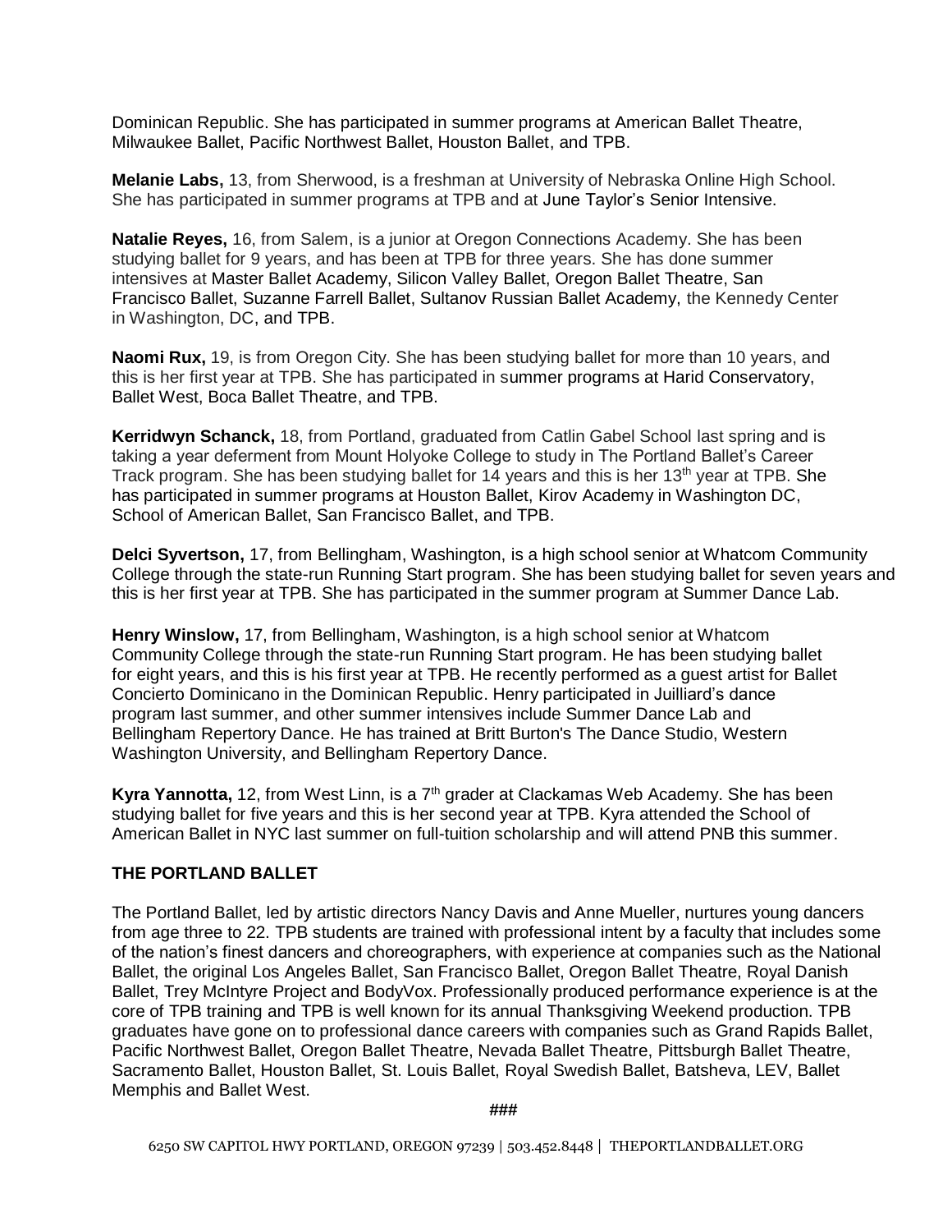Dominican Republic. She has participated in summer programs at American Ballet Theatre, Milwaukee Ballet, Pacific Northwest Ballet, Houston Ballet, and TPB.

**Melanie Labs,** 13, from Sherwood, is a freshman at University of Nebraska Online High School. She has participated in summer programs at TPB and at June Taylor's Senior Intensive.

**Natalie Reyes,** 16, from Salem, is a junior at Oregon Connections Academy. She has been studying ballet for 9 years, and has been at TPB for three years. She has done summer intensives at Master Ballet Academy, Silicon Valley Ballet, Oregon Ballet Theatre, San Francisco Ballet, Suzanne Farrell Ballet, Sultanov Russian Ballet Academy, the Kennedy Center in Washington, DC, and TPB.

**Naomi Rux,** 19, is from Oregon City. She has been studying ballet for more than 10 years, and this is her first year at TPB. She has participated in summer programs at Harid Conservatory, Ballet West, Boca Ballet Theatre, and TPB.

**Kerridwyn Schanck,** 18, from Portland, graduated from Catlin Gabel School last spring and is taking a year deferment from Mount Holyoke College to study in The Portland Ballet's Career Track program. She has been studying ballet for 14 years and this is her 13th year at TPB. She has participated in summer programs at Houston Ballet, Kirov Academy in Washington DC, School of American Ballet, San Francisco Ballet, and TPB.

**Delci Syvertson,** 17, from Bellingham, Washington, is a high school senior at Whatcom Community College through the state-run Running Start program. She has been studying ballet for seven years and this is her first year at TPB. She has participated in the summer program at Summer Dance Lab.

**Henry Winslow,** 17, from Bellingham, Washington, is a high school senior at Whatcom Community College through the state-run Running Start program. He has been studying ballet for eight years, and this is his first year at TPB. He recently performed as a guest artist for Ballet Concierto Dominicano in the Dominican Republic. Henry participated in Juilliard's dance program last summer, and other summer intensives include Summer Dance Lab and Bellingham Repertory Dance. He has trained at Britt Burton's The Dance Studio, Western Washington University, and Bellingham Repertory Dance.

**Kyra Yannotta,** 12, from West Linn, is a 7th grader at Clackamas Web Academy. She has been studying ballet for five years and this is her second year at TPB. Kyra attended the School of American Ballet in NYC last summer on full-tuition scholarship and will attend PNB this summer.

**THE PORTLAND BALLET**

The Portland Ballet, led by artistic directors Nancy Davis and Anne Mueller, nurtures young dancers from age three to 22. TPB students are trained with professional intent by a faculty that includes some of the nation's finest dancers and choreographers, with experience at companies such as the National Ballet, the original Los Angeles Ballet, San Francisco Ballet, Oregon Ballet Theatre, Royal Danish Ballet, Trey McIntyre Project and BodyVox. Professionally produced performance experience is at the core of TPB training and TPB is well known for its annual Thanksgiving Weekend production. TPB graduates have gone on to professional dance careers with companies such as Grand Rapids Ballet, Pacific Northwest Ballet, Oregon Ballet Theatre, Nevada Ballet Theatre, Pittsburgh Ballet Theatre, Sacramento Ballet, Houston Ballet, St. Louis Ballet, Royal Swedish Ballet, Batsheva, LEV, Ballet Memphis and Ballet West.

###

6250 SW CAPITOL HWY PORTLAND, OREGON 97239 | 503.452.8448 | THEPORTLANDBALLET.ORG